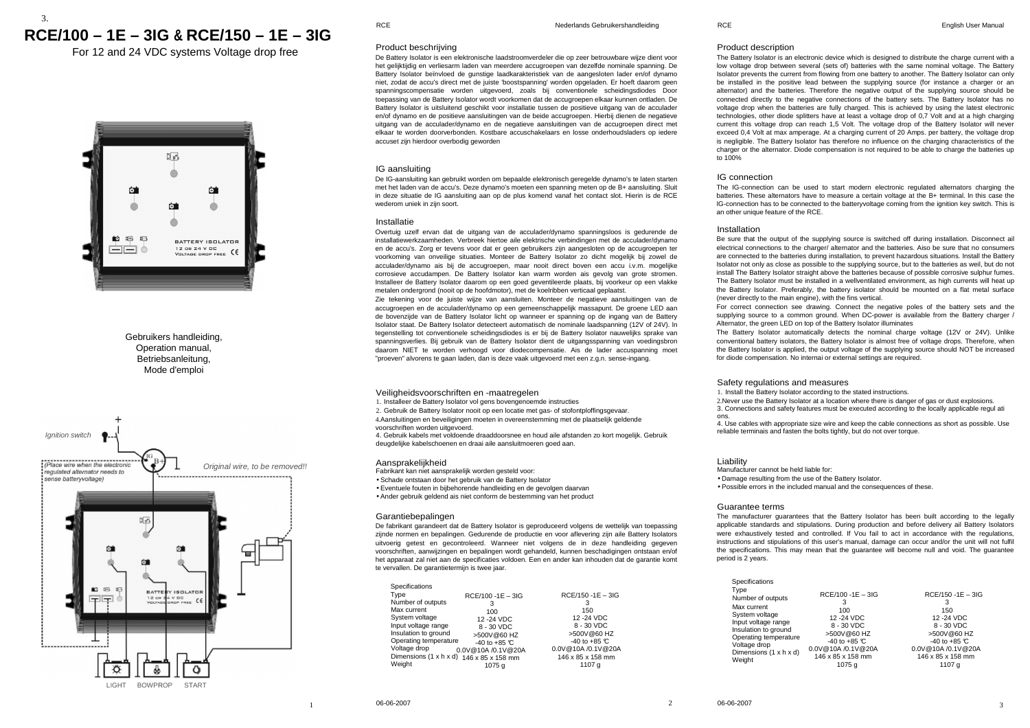# RCE/100 – 1E – 3IG & RCE/150 – 1E – 3IG

For 12 and 24 VDC systems Voltage drop free

BATTERY ISOLATOR
12 OR 24 V DC
VOLTAGE DROP FREE CE

Gebruikers handleiding,
Operation manual,
Betriebsanleitung,
Mode d'emploi

Ignition switch

(Place wire when the electronic regulated alternator needs to sense batteryvoltage)

Original wire, to be removed!!

IG
B+

LIGHT BOWPROP START

## Product beschrijving

De Battery Isolator is een elektronische laadstroomverdeler die op zeer betrouwbare wijze dient voor het gelijktijdig en verliesarm laden van meerdere accugroepen van dezelfde nominale spanning. De Battery Isolator beïnvloed de gunstige laadkarakteristiek van de aangesloten lader en/of dynamo niet, zodat de accu's direct met de juiste 'boostspanning' worden opgeladen. Er hoeft daarom geen spanningscompensatie worden uitgevoerd, zoals bij conventionele scheidingsdiodes Door toepassing van de Battery Isolator wordt voorkomen dat de accugroepen elkaar kunnen ontladen. De Battery Isolator is uitsluitend geschikt voor installatie tussen de positieve uitgang van de acculader en/of dynamo en de positieve aansluitingen van de beide accugroepen. Hierbij dienen de negatieve uitgang van de acculader/dynamo en de negatieve aansluitingen van de accugroepen direct met elkaar te worden doorverbonden. Kostbare accuschakelaars en losse onderhoudsladers op iedere accuset zijn hierdoor overbodig geworden

## IG aansluiting

De IG-aansluiting kan gebruikt worden om bepaalde elektronisch geregelde dynamo's te laten starten met het laden van de accu's. Deze dynamo's moeten een spanning meten op de B+ aansluiting. Sluit in deze situatie de IG aansluiting aan op de plus komend vanaf het contact slot. Hierin is de RCE wederom uniek in zijn soort.

## Installatie

Overtuig uzelf ervan dat de uitgang van de acculader/dynamo spanningsloos is gedurende de installatiewerkzaamheden. Verbreek hiertoe alle elektrische verbindingen met de acculader/dynamo en de accu's. Zorg er tevens voor dat er geen gebruikers zijn aangesloten op de accugroepen ter voorkoming van onveilige situaties. Monteer de Battery Isolator zo dicht mogelijk bij zowel de acculader/dynamo als bij de accugroepen, maar nooit direct boven een accu i.v.m. mogelijke corrosieve accudampen. De Battery Isolator kan warm worden als gevolg van grote stromen. Installeer de Battery Isolator daarom op een goed geventileerde plaats, bij voorkeur op een vlakke metalen ondergrond (nooit op de hoofdmotor), met de koelribben verticaal geplaatst.

Zie tekening voor de juiste wijze van aansluiten. Monteer de negatieve aansluitingen van de accugroepen en de acculader/dynamo op een gemeenschappelijk massapunt. De groene LED aan de bovenzijde van de Battery Isolator licht op wanneer er spanning op de ingang van de Battery Isolator staat. De Battery Isolator detecteert automatisch de nominale laadspanning (12V of 24V). In tegenstelling tot conventionele scheidingsdiodes is er bij de Battery Isolator nauwelijks sprake van spanningsverlies. Bij gebruik van de Battery Isolator dient de uitgangsspanning van voedingsbron daarom NIET te worden verhoogd voor diodecompensatie. Als de lader accuspanning moet "proeven" alvorens te gaan laden, dan is deze vaak uitgevoerd met een z.g.n. sense-ingang.

## Veiligheidsvoorschriften en -maatregelen

1. Installeer de Battery Isolator vol gens bovengenoemde instructies
2. Gebruik de Battery Isolator nooit op een locatie met gas- of stofontploffingsgevaar.
4.Aansluitingen en beveiligingen moeten in overeenstemming met de plaatselijk geldende voorschriften worden uitgevoerd.
4. Gebruik kabels met voldoende draaddoorsnee en houd aile afstanden zo kort mogelijk. Gebruik deugdelijke kabelschoenen en draai aile aansluitmoeren goed aan.

## Aansprakelijkheid

Fabrikant kan niet aansprakelijk worden gesteld voor:

- Schade ontstaan door het gebruik van de Battery Isolator
- Eventuele fouten in bijbehorende handleiding en de gevolgen daarvan
- Ander gebruik geldend ais niet conform de bestemming van het product

## Garantiebepalingen

De fabrikant garandeert dat de Battery Isolator is geproduceerd volgens de wettelijk van toepassing zijnde normen en bepalingen. Gedurende de productie en voor aflevering zijn aile Battery Isolators uitvoerig getest en gecontroleerd. Wanneer niet volgens de in deze handleiding gegeven voorschriften, aanwijzingen en bepalingen wordt gehandeld, kunnen beschadigingen ontstaan en/of het apparaat zal niet aan de specificaties voldoen. Een en ander kan inhouden dat de garantie komt te vervallen. De garantietermijn is twee jaar.

Specifications

| Type | RCE/100 -1E – 3IG | RCE/150 -1E – 3IG |
|---|---|---|
| Number of outputs | 3 | 3 |
| Max current | 100 | 150 |
| System voltage | 12 -24 VDC | 12 -24 VDC |
| Input voltage range | 8 - 30 VDC | 8 - 30 VDC |
| Insulation to ground | >500V@60 HZ | >500V@60 HZ |
| Operating temperature | -40 to +85 ℃ | -40 to +85 ℃ |
| Voltage drop | 0.0V@10A /0.1V@20A | 0.0V@10A /0.1V@20A |
| Dimensions (1 x h x d) | 146 x 85 x 158 mm | 146 x 85 x 158 mm |
| Weight | 1075 g | 1107 g |

06-06-2007

## Product description

The Battery Isolator is an electronic device which is designed to distribute the charge current with a low voltage drop between several (sets of) batteries with the same nominal voltage. The Battery Isolator prevents the current from flowing from one battery to another. The Battery Isolator can only be installed in the positive lead between the supplying source (for instance a charger or an alternator) and the batteries. Therefore the negative output of the supplying source should be connected directly to the negative connections of the battery sets. The Battery Isolator has no voltage drop when the batteries are fully charged. This is achieved by using the latest electronic technologies, other diode splitters have at least a voltage drop of 0,7 Volt and at a high charging current this voltage drop can reach 1,5 Volt. The voltage drop of the Battery Isolator will never exceed 0,4 Volt at max amperage. At a charging current of 20 Amps. per battery, the voltage drop is negligible. The Battery Isolator has therefore no influence on the charging characteristics of the charger or the alternator. Diode compensation is not required to be able to charge the batteries up to 100%

## IG connection

The IG-connection can be used to start modern electronic regulated alternators charging the batteries. These alternators have to measure a certain voltage at the B+ terminal. In this case the IG-connection has to be connected to the batteryvoltage coming from the ignition key switch. This is an other unique feature of the RCE.

## Installation

Be sure that the output of the supplying source is switched off during installation. Disconnect ail electrical connections to the charger/ alternator and the batteries. Aiso be sure that no consumers are connected to the batteries during installation, to prevent hazardous situations. Install the Battery Isolator not only as close as possible to the supplying source, but to the batteries as weil, but do not install The Battery Isolator straight above the batteries because of possible corrosive sulphur fumes. The Battery Isolator must be installed in a wellventilated environment, as high currents will heat up the Battery Isolator. Preferably, the battery isolator should be mounted on a flat metal surface (never directly to the main engine), with the fins vertical.

For correct connection see drawing. Connect the negative poles of the battery sets and the supplying source to a common ground. When DC-power is available from the Battery charger / Alternator, the green LED on top of the Battery Isolator illuminates

The Battery Isolator automatically detects the nominal charge voltage (12V or 24V). Unlike conventional battery isolators, the Battery Isolator is almost free of voltage drops. Therefore, when the Battery Isolator is applied, the output voltage of the supplying source should NOT be increased for diode compensation. No internai or external settings are required.

## Safety regulations and measures

1. Install the Battery Isolator according to the stated instructions.
2.Never use the Battery Isolator at a location where there is danger of gas or dust explosions.
3. Connections and safety features must be executed according to the locally applicable regul ati ons.
4. Use cables with appropriate size wire and keep the cable connections as short as possible. Use reliable terminals and fasten the bolts tightly, but do not over torque.

## Liability

Manufacturer cannot be held liable for:

- Damage resulting from the use of the Battery Isolator.
- Possible errors in the included manual and the consequences of these.

## Guarantee terms

The manufacturer guarantees that the Battery Isolator has been built according to the legally applicable standards and stipulations. During production and before delivery ail Battery Isolators were exhaustively tested and controlled. If Vou fail to act in accordance with the regulations, instructions and stipulations of this user's manual, damage can occur and/or the unit will not fulfil the specifications. This may mean that the guarantee will become null and void. The guarantee period is 2 years.

Specifications

| Type | RCE/100 -1E – 3IG | RCE/150 -1E – 3IG |
|---|---|---|
| Number of outputs | 3 | 3 |
| Max current | 100 | 150 |
| System voltage | 12 -24 VDC | 12 -24 VDC |
| Input voltage range | 8 - 30 VDC | 8 - 30 VDC |
| Insulation to ground | >500V@60 HZ | >500V@60 HZ |
| Operating temperature | -40 to +85 ℃ | -40 to +85 ℃ |
| Voltage drop | 0.0V@10A /0.1V@20A | 0.0V@10A /0.1V@20A |
| Dimensions (1 x h x d) | 146 x 85 x 158 mm | 146 x 85 x 158 mm |
| Weight | 1075 g | 1107 g |

06-06-2007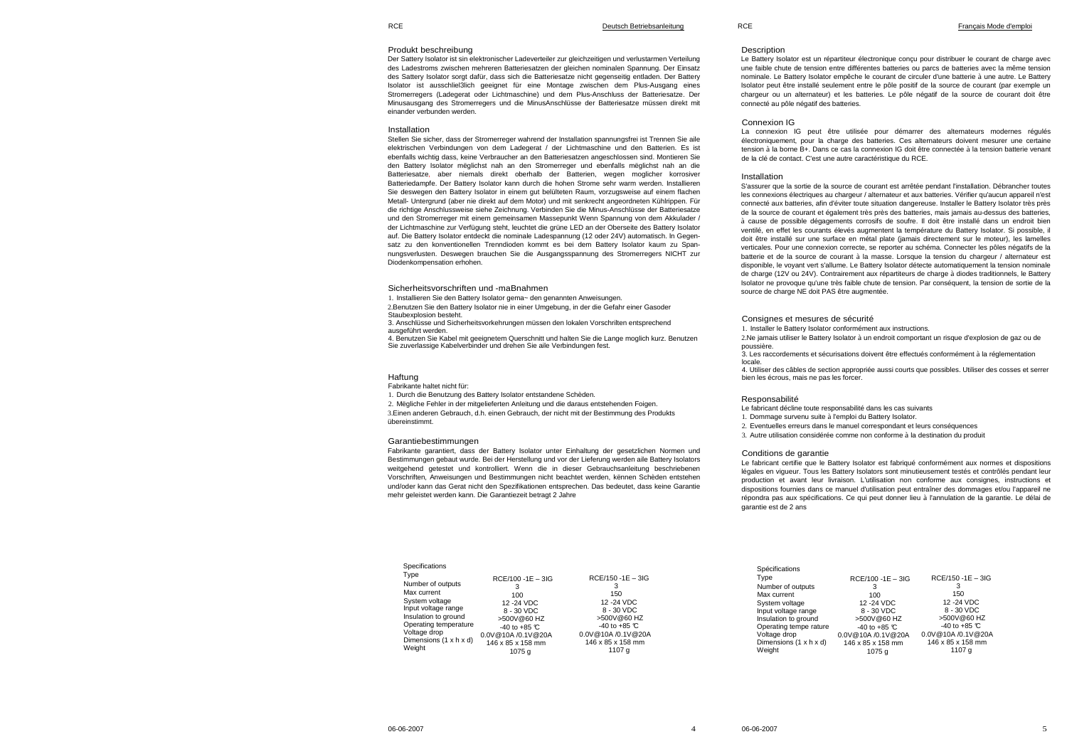## Produkt beschreibung

Der Sattery Isolator ist sin elektronischer Ladeverteiler zur gleichzeitigen und verlustarmen Verteilung des Ladestroms zwischen mehreren Batteriesatzen der gleichen nominalen Spannung. Der Einsatz des Sattery Isolator sorgt dafür, dass sich die Batteriesatze nicht gegenseitig entladen. Der Battery Isolator ist ausschliel3lich geeignet für eine Montage zwischen dem Plus-Ausgang eines Stromerregers (Ladegerat oder Lichtmaschine) und dem Plus-Anschluss der Batteriesatze. Der Minusausgang des Stromerregers und die MinusAnschlüsse der Batteriesatze müssen direkt mit einander verbunden werden.

## Installation

Stellen Sie sicher, dass der Stromerreger wahrend der Installation spannungsfrei ist Trennen Sie aile elektrischen Verbindungen von dem Ladegerat / der Lichtmaschine und den Batterien. Es ist ebenfalls wichtig dass, keine Verbraucher an den Batteriesatzen angeschlossen sind. Montieren Sie den Battery Isolator möglichst nah an den Stromerreger und ebenfalls möglichst nah an die Batteriesatze, aber niemals direkt oberhalb der Batterien, wegen moglicher korrosiver Batteriedampfe. Der Battery Isolator kann durch die hohen Strome sehr warm werden. Installieren Sie deswegen den Battery Isolator in einem gut belülteten Raum, vorzugsweise auf einem flachen Metall- Untergrund (aber nie direkt auf dem Motor) und mit senkrecht angeordneten Kühlrippen. Für die richtige Anschlussweise siehe Zeichnung. Verbinden Sie die Minus-Anschlüsse der Batteriesatze und den Stromerreger mit einem gemeinsamen Massepunkt Wenn Spannung von dem Akkulader / der Lichtmaschine zur Verfügung steht, leuchtet die grüne LED an der Oberseite des Battery Isolator auf. Die Battery Isolator entdeckt die nominale Ladespannung (12 oder 24V) automatisch. In Gegensatz zu den konventionellen Trenndioden kommt es bei dem Battery Isolator kaum zu Spannungsverlusten. Deswegen brauchen Sie die Ausgangsspannung des Stromerregers NICHT zur Diodenkompensation erhohen.

## Sicherheitsvorschriften und -maBnahmen

1. Installieren Sie den Battery Isolator gema~ den genannten Anweisungen.
2. Benutzen Sie den Battery Isolator nie in einer Umgebung, in der die Gefahr einer Gasoder Staubexplosion besteht.
3. Anschlüsse und Sicherheitsvorkehrungen müssen den lokalen Vorschriten entsprechend ausgeführt werden.
4. Benutzen Sie Kabel mit geeignetem Querschnitt und halten Sie die Lange moglich kurz. Benutzen Sie zuverlassige Kabelverbinder und drehen Sie aile Verbindungen fest.

## Haftung

Fabrikante haltet nicht für:

1. Durch die Benutzung des Battery Isolator entstandene Schèden.
2. Mègliche Fehler in der mitgelieferten Anleitung und die daraus entstehenden Foigen.
3. Einen anderen Gebrauch, d.h. einen Gebrauch, der nicht mit der Bestimmung des Produkts übereinstimmt.

## Garantiebestimmungen

Fabrikante garantiert, dass der Battery Isolator unter Einhaltung der gesetzlichen Normen und Bestimmungen gebaut wurde. Bei der Herstellung und vor der Lieferung werden aile Battery Isolators weitgehend getestet und kontrolliert. Wenn die in dieser Gebrauchsanleitung beschriebenen Vorschriften, Anweisungen und Bestimmungen nicht beachtet werden, kènnen Schèden entstehen und/oder kann das Gerat nicht den Spezifikationen entsprechen. Das bedeutet, dass keine Garantie mehr geleistet werden kann. Die Garantiezeit betragt 2 Jahre

Specifications

| Type | RCE/100 -1E – 3IG | RCE/150 -1E – 3IG |
|---|---|---|
| Number of outputs | 3 | 3 |
| Max current | 100 | 150 |
| System voltage | 12 -24 VDC | 12 -24 VDC |
| Input voltage range | 8 - 30 VDC | 8 - 30 VDC |
| Insulation to ground | >500V@60 HZ | >500V@60 HZ |
| Operating temperature | -40 to +85 ℃ | -40 to +85 ℃ |
| Voltage drop | 0.0V@10A /0.1V@20A | 0.0V@10A /0.1V@20A |
| Dimensions (1 x h x d) | 146 x 85 x 158 mm | 146 x 85 x 158 mm |
| Weight | 1075 g | 1107 g |

## Description

Le Battery Isolator est un répartiteur électronique conçu pour distribuer le courant de charge avec une faible chute de tension entre différentes batteries ou parcs de batteries avec la même tension nominale. Le Battery Isolator empêche le courant de circuler d'une batterie à une autre. Le Battery Isolator peut être installé seulement entre le pôle positif de la source de courant (par exemple un chargeur ou un alternateur) et les batteries. Le pôle négatif de la source de courant doit être connecté au pôle négatif des batteries.

## Connexion IG

La connexion IG peut être utilisée pour démarrer des alternateurs modernes régulés électroniquement, pour la charge des batteries. Ces alternateurs doivent mesurer une certaine tension à la borne B+. Dans ce cas la connexion IG doit être connectée à la tension batterie venant de la clé de contact. C'est une autre caractéristique du RCE.

## Installation

S'assurer que la sortie de la source de courant est arrêtée pendant l'installation. Débrancher toutes les connexions électriques au chargeur / alternateur et aux batteries. Vérifier qu'aucun appareil n'est connecté aux batteries, afin d'éviter toute situation dangereuse. Installer le Battery Isolator très près de la source de courant et également très près des batteries, mais jamais au-dessus des batteries, à cause de possible dégagements corrosifs de soufre. Il doit être installé dans un endroit bien ventilé, en effet les courants élevés augmentent la température du Battery Isolator. Si possible, il doit être installé sur une surface en métal plate (jamais directement sur le moteur), les lamelles verticales. Pour une connexion correcte, se reporter au schéma. Connecter les pôles négatifs de la batterie et de la source de courant à la masse. Lorsque la tension du chargeur / alternateur est disponible, le voyant vert s'allume. Le Battery Isolator détecte automatiquement la tension nominale de charge (12V ou 24V). Contrairement aux répartiteurs de charge à diodes traditionnels, le Battery Isolator ne provoque qu'une très faible chute de tension. Par conséquent, la tension de sortie de la source de charge NE doit PAS être augmentée.

## Consignes et mesures de sécurité

1. Installer le Battery Isolator conformément aux instructions.
2. Ne jamais utiliser le Battery Isolator à un endroit comportant un risque d'explosion de gaz ou de poussière.
3. Les raccordements et sécurisations doivent être effectués conformément à la réglementation locale.
4. Utiliser des câbles de section appropriée aussi courts que possibles. Utiliser des cosses et serrer bien les écrous, mais ne pas les forcer.

## Responsabilité

Le fabricant décline toute responsabilité dans les cas suivants

1. Dommage survenu suite à l'emploi du Battery Isolator.
2. Eventuelles erreurs dans le manuel correspondant et leurs conséquences
3. Autre utilisation considérée comme non conforme à la destination du produit

## Conditions de garantie

Le fabricant certifie que le Battery Isolator est fabriqué conformément aux normes et dispositions légales en vigueur. Tous les Battery Isolators sont minutieusement testés et contrôlés pendant leur production et avant leur livraison. L'utilisation non conforme aux consignes, instructions et dispositions fournies dans ce manuel d'utilisation peut entraîner des dommages et/ou l'appareil ne répondra pas aux spécifications. Ce qui peut donner lieu à l'annulation de la garantie. Le délai de garantie est de 2 ans

Spécifications

| Type | RCE/100 -1E – 3IG | RCE/150 -1E – 3IG |
|---|---|---|
| Number of outputs | 3 | 3 |
| Max current | 100 | 150 |
| System voltage | 12 -24 VDC | 12 -24 VDC |
| Input voltage range | 8 - 30 VDC | 8 - 30 VDC |
| Insulation to ground | >500V@60 HZ | >500V@60 HZ |
| Operating tempe rature | -40 to +85 ℃ | -40 to +85 ℃ |
| Voltage drop | 0.0V@10A /0.1V@20A | 0.0V@10A /0.1V@20A |
| Dimensions (1 x h x d) | 146 x 85 x 158 mm | 146 x 85 x 158 mm |
| Weight | 1075 g | 1107 g |